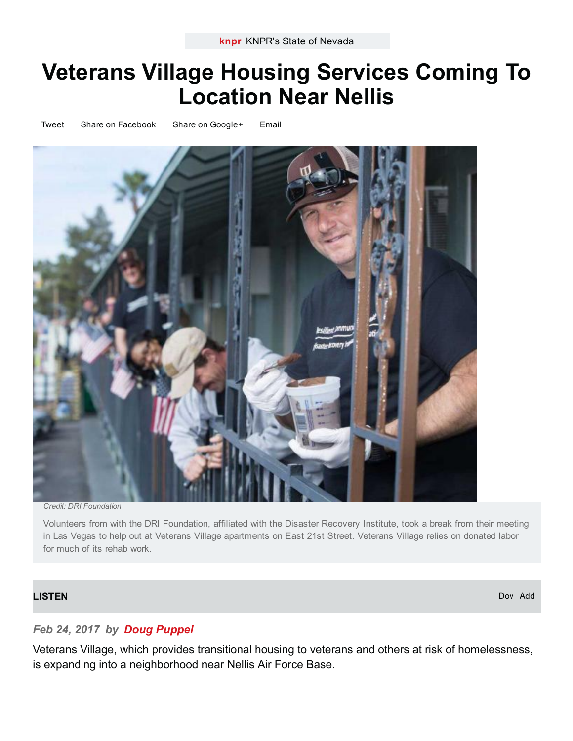knpr KNPR's State of Nevada

# Veterans Village Housing Services Coming To Location Near Nellis

Tweet Share on Facebook Share on Google+ Email

*Credit: DRI Foundation*

Volunteers from with the DRI Foundation, affiliated with the Disaster Recovery Institute, took a break from their meeting in Las Vegas to help out at Veterans Village apartments on East 21st Street. Veterans Village relies on donated labor for much of its rehab work.

**LISTEN**

***Feb 24, 2017 by Doug Puppel***

Veterans Village, which provides transitional housing to veterans and others at risk of homelessness, is expanding into a neighborhood near Nellis Air Force Base.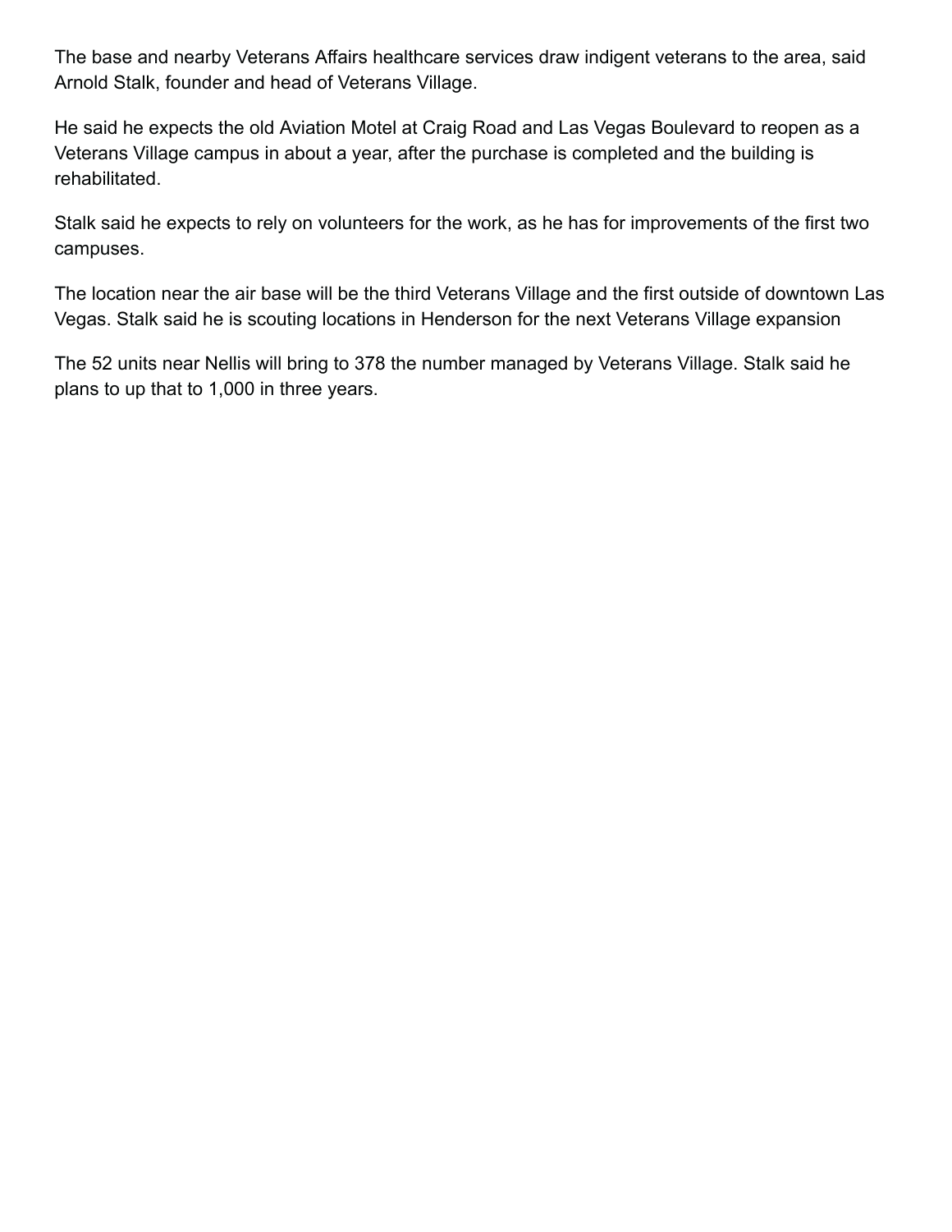The base and nearby Veterans Affairs healthcare services draw indigent veterans to the area, said Arnold Stalk, founder and head of Veterans Village.

He said he expects the old Aviation Motel at Craig Road and Las Vegas Boulevard to reopen as a Veterans Village campus in about a year, after the purchase is completed and the building is rehabilitated.

Stalk said he expects to rely on volunteers for the work, as he has for improvements of the first two campuses.

The location near the air base will be the third Veterans Village and the first outside of downtown Las Vegas. Stalk said he is scouting locations in Henderson for the next Veterans Village expansion

The 52 units near Nellis will bring to 378 the number managed by Veterans Village. Stalk said he plans to up that to 1,000 in three years.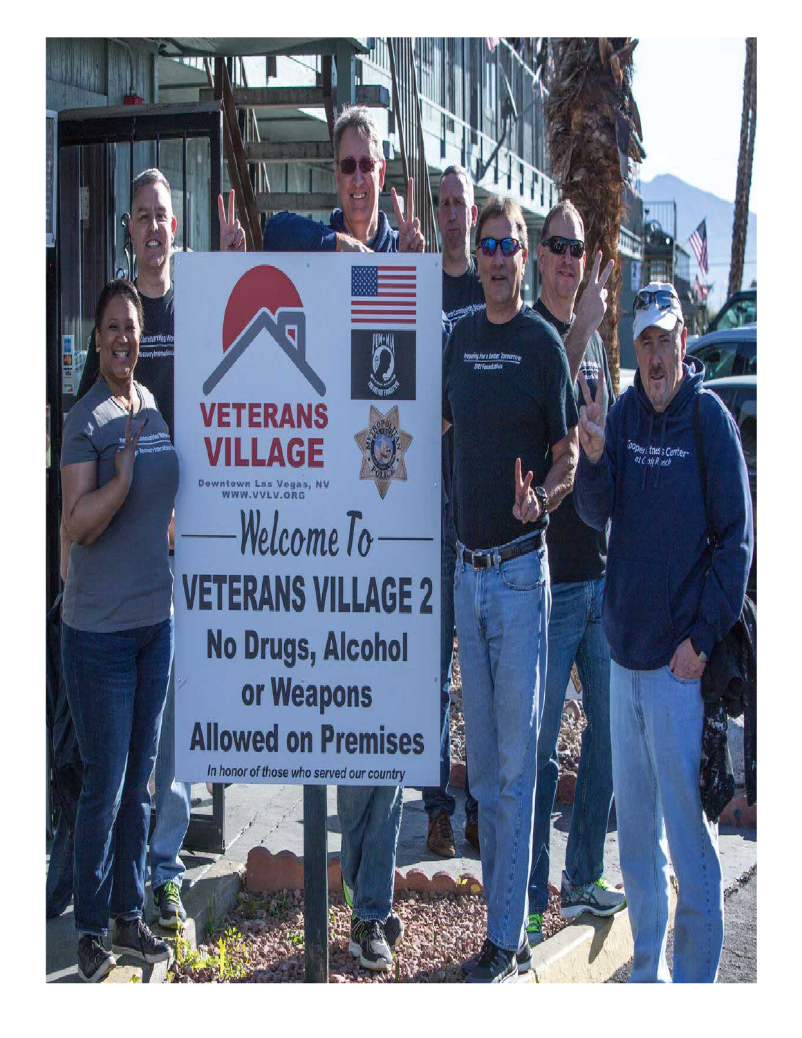VETERANS VILLAGE

Downtown Las Vegas, NV
WWW.VVLV.ORG

Welcome To

VETERANS VILLAGE 2

No Drugs, Alcohol or Weapons Allowed on Premises

*In honor of those who served our country*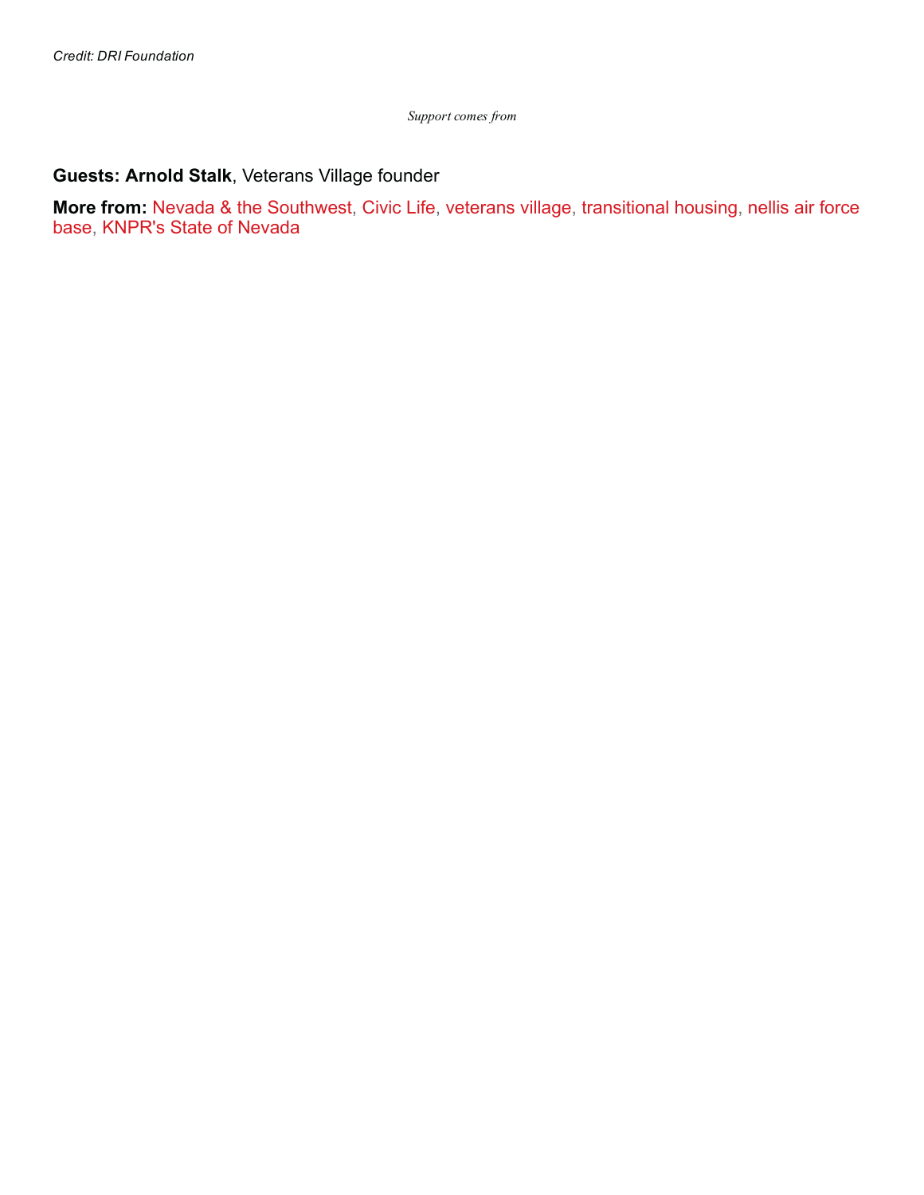*Credit: DRI Foundation*

*Support comes from*

**Guests: Arnold Stalk**, Veterans Village founder

**More from:** Nevada & the Southwest, Civic Life, veterans village, transitional housing, nellis air force base, KNPR's State of Nevada